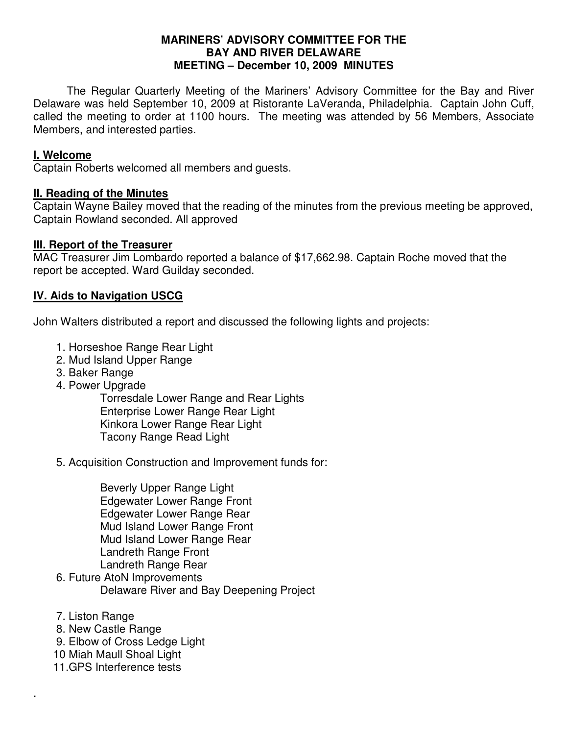**MARINERS' ADVISORY COMMITTEE FOR THE**
**BAY AND RIVER DELAWARE**
**MEETING – December 10, 2009 MINUTES**

The Regular Quarterly Meeting of the Mariners' Advisory Committee for the Bay and River Delaware was held September 10, 2009 at Ristorante LaVeranda, Philadelphia. Captain John Cuff, called the meeting to order at 1100 hours. The meeting was attended by 56 Members, Associate Members, and interested parties.

## I. Welcome

Captain Roberts welcomed all members and guests.

## II. Reading of the Minutes

Captain Wayne Bailey moved that the reading of the minutes from the previous meeting be approved, Captain Rowland seconded. All approved

## III. Report of the Treasurer

MAC Treasurer Jim Lombardo reported a balance of $17,662.98. Captain Roche moved that the report be accepted. Ward Guilday seconded.

## IV. Aids to Navigation USCG

John Walters distributed a report and discussed the following lights and projects:

1. Horseshoe Range Rear Light
2. Mud Island Upper Range
3. Baker Range
4. Power Upgrade
   - Torresdale Lower Range and Rear Lights
   - Enterprise Lower Range Rear Light
   - Kinkora Lower Range Rear Light
   - Tacony Range Read Light
5. Acquisition Construction and Improvement funds for:
   - Beverly Upper Range Light
   - Edgewater Lower Range Front
   - Edgewater Lower Range Rear
   - Mud Island Lower Range Front
   - Mud Island Lower Range Rear
   - Landreth Range Front
   - Landreth Range Rear
6. Future AtoN Improvements
   - Delaware River and Bay Deepening Project
7. Liston Range
8. New Castle Range
9. Elbow of Cross Ledge Light
10. Miah Maull Shoal Light
11. GPS Interference tests

.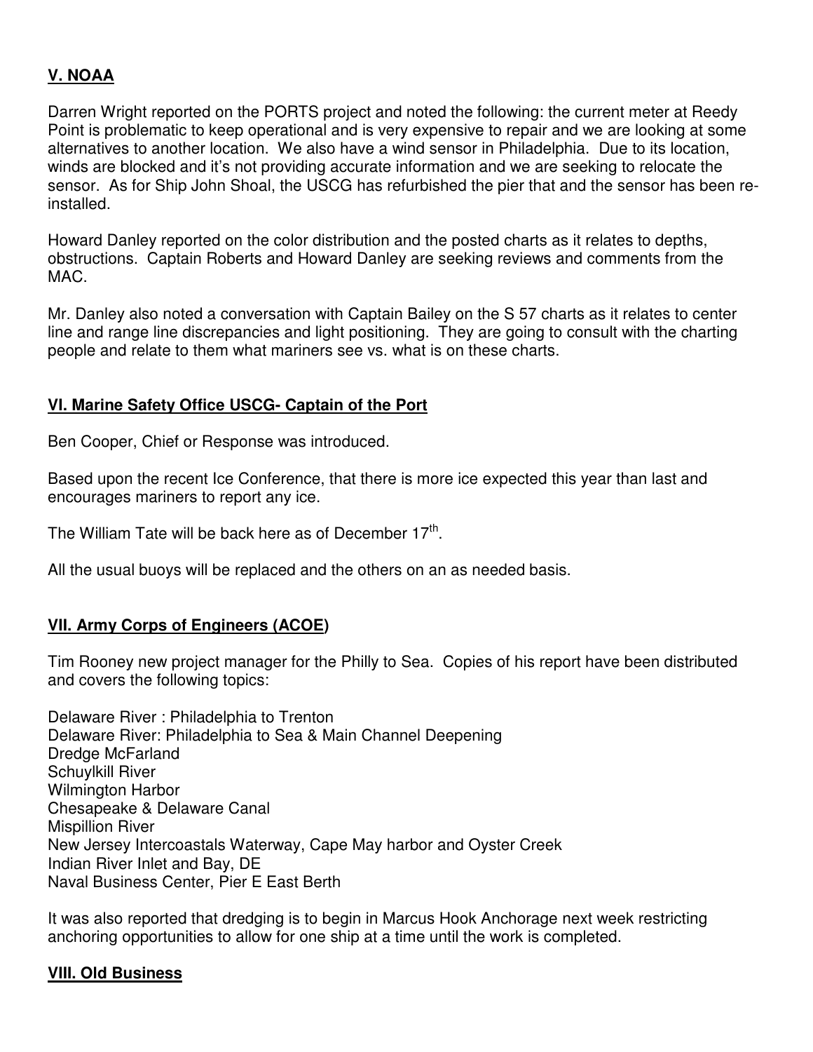## V. NOAA

Darren Wright reported on the PORTS project and noted the following: the current meter at Reedy Point is problematic to keep operational and is very expensive to repair and we are looking at some alternatives to another location. We also have a wind sensor in Philadelphia. Due to its location, winds are blocked and it's not providing accurate information and we are seeking to relocate the sensor. As for Ship John Shoal, the USCG has refurbished the pier that and the sensor has been re-installed.

Howard Danley reported on the color distribution and the posted charts as it relates to depths, obstructions. Captain Roberts and Howard Danley are seeking reviews and comments from the MAC.

Mr. Danley also noted a conversation with Captain Bailey on the S 57 charts as it relates to center line and range line discrepancies and light positioning. They are going to consult with the charting people and relate to them what mariners see vs. what is on these charts.

## VI. Marine Safety Office USCG- Captain of the Port

Ben Cooper, Chief or Response was introduced.

Based upon the recent Ice Conference, that there is more ice expected this year than last and encourages mariners to report any ice.

The William Tate will be back here as of December 17th.

All the usual buoys will be replaced and the others on an as needed basis.

## VII. Army Corps of Engineers (ACOE)

Tim Rooney new project manager for the Philly to Sea. Copies of his report have been distributed and covers the following topics:

Delaware River : Philadelphia to Trenton
Delaware River: Philadelphia to Sea & Main Channel Deepening
Dredge McFarland
Schuylkill River
Wilmington Harbor
Chesapeake & Delaware Canal
Mispillion River
New Jersey Intercoastals Waterway, Cape May harbor and Oyster Creek
Indian River Inlet and Bay, DE
Naval Business Center, Pier E East Berth

It was also reported that dredging is to begin in Marcus Hook Anchorage next week restricting anchoring opportunities to allow for one ship at a time until the work is completed.

## VIII. Old Business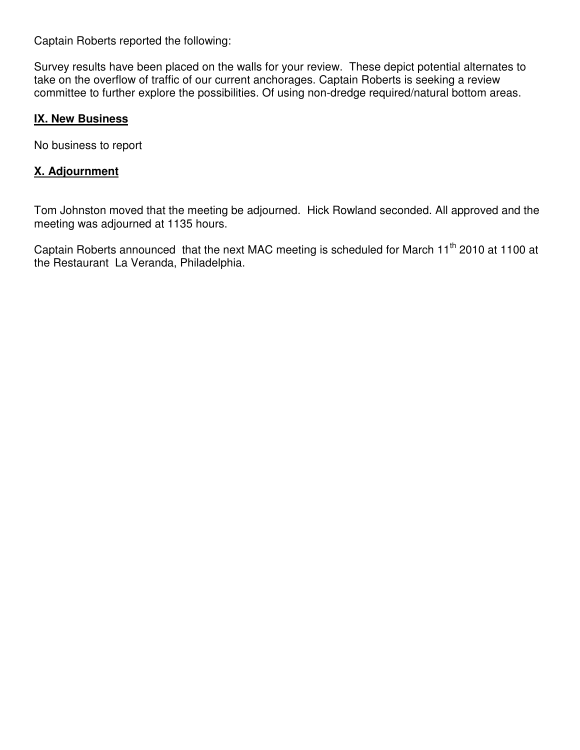Captain Roberts reported the following:

Survey results have been placed on the walls for your review. These depict potential alternates to take on the overflow of traffic of our current anchorages. Captain Roberts is seeking a review committee to further explore the possibilities. Of using non-dredge required/natural bottom areas.

## IX. New Business

No business to report

## X. Adjournment

Tom Johnston moved that the meeting be adjourned. Hick Rowland seconded. All approved and the meeting was adjourned at 1135 hours.

Captain Roberts announced that the next MAC meeting is scheduled for March 11th 2010 at 1100 at the Restaurant La Veranda, Philadelphia.